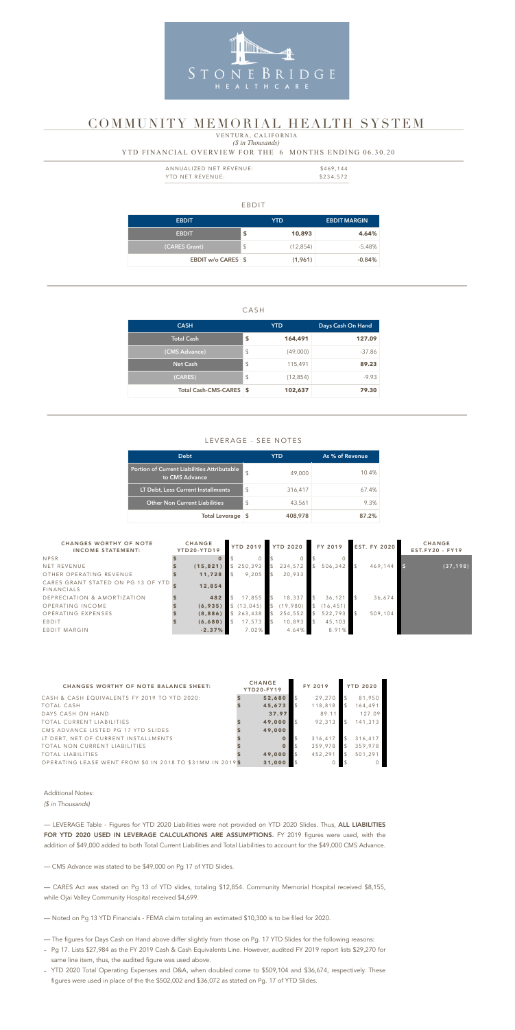STONEBRIDGE HEALTHCARE

# COMMUNITY MEMORIAL HEALTH SYSTEM

VENTURA, CALIFORNIA

*($ in Thousands)*

YTD FINANCIAL OVERVIEW FOR THE 6 MONTHS ENDING 06.30.20

| | |
|---|---|
| ANNUALIZED NET REVENUE: | $469,144 |
| YTD NET REVENUE: | $234,572 |

## EBDIT

| EBDIT | YTD | EBDIT MARGIN |
|---|---|---|
| EBDIT | $ 10,893 | 4.64% |
| (CARES Grant) | $ (12,854) | -5.48% |
| EBDIT w/o CARES | $ (1,961) | -0.84% |

## CASH

| CASH | YTD | Days Cash On Hand |
|---|---|---|
| Total Cash | $ 164,491 | 127.09 |
| (CMS Advance) | $ (49,000) | -37.86 |
| Net Cash | $ 115,491 | 89.23 |
| (CARES) | $ (12,854) | -9.93 |
| Total Cash-CMS-CARES | $ 102,637 | 79.30 |

## LEVERAGE - SEE NOTES

| Debt | YTD | As % of Revenue |
|---|---|---|
| Portion of Current Liabilities Attributable to CMS Advance | $ 49,000 | 10.4% |
| LT Debt, Less Current Installments | $ 316,417 | 67.4% |
| Other Non Current Liabilities | $ 43,561 | 9.3% |
| Total Leverage | $ 408,978 | 87.2% |

| CHANGES WORTHY OF NOTE INCOME STATEMENT: | CHANGE YTD20-YTD19 | YTD 2019 | YTD 2020 | FY 2019 | EST. FY 2020 | CHANGE EST.FY20 - FY19 |
|---|---|---|---|---|---|---|
| NPSR | $ 0 | $ 0 | $ 0 | $ 0 | | |
| NET REVENUE | $ (15,821) | $ 250,393 | $ 234,572 | $ 506,342 | $ 469,144 | $ (37,198) |
| OTHER OPERATING REVENUE | $ 11,728 | $ 9,205 | $ 20,933 | | | |
| CARES GRANT STATED ON PG 13 OF YTD FINANCIALS | $ 12,854 | | | | | |
| DEPRECIATION & AMORTIZATION | $ 482 | $ 17,855 | $ 18,337 | $ 36,121 | $ 36,674 | |
| OPERATING INCOME | $ (6,935) | $ (13,045) | $ (19,980) | $ (16,451) | | |
| OPERATING EXPENSES | $ (8,886) | $ 263,438 | $ 254,552 | $ 522,793 | $ 509,104 | |
| EBDIT | $ (6,680) | $ 17,573 | $ 10,893 | $ 45,103 | | |
| EBDIT MARGIN | -2.37% | 7.02% | 4.64% | 8.91% | | |

| CHANGES WORTHY OF NOTE BALANCE SHEET: | CHANGE YTD20-FY19 | FY 2019 | YTD 2020 |
|---|---|---|---|
| CASH & CASH EQUIVALENTS FY 2019 TO YTD 2020: | $ 52,680 | $ 29,270 | $ 81,950 |
| TOTAL CASH | $ 45,673 | $ 118,818 | $ 164,491 |
| DAYS CASH ON HAND | 37.97 | 89.11 | 127.09 |
| TOTAL CURRENT LIABILITIES | $ 49,000 | $ 92,313 | $ 141,313 |
| CMS ADVANCE LISTED PG 17 YTD SLIDES | $ 49,000 | | |
| LT DEBT, NET OF CURRENT INSTALLMENTS | $ 0 | $ 316,417 | $ 316,417 |
| TOTAL NON CURRENT LIABILITIES | $ 0 | $ 359,978 | $ 359,978 |
| TOTAL LIABILITIES | $ 49,000 | $ 452,291 | $ 501,291 |
| OPERATING LEASE WENT FROM $0 IN 2018 TO $31MM IN 2019 | $ 31,000 | $ 0 | $ 0 |

Additional Notes:

*($ in Thousands)*

— LEVERAGE Table - Figures for YTD 2020 Liabilities were not provided on YTD 2020 Slides. Thus, **ALL LIABILITIES FOR YTD 2020 USED IN LEVERAGE CALCULATIONS ARE ASSUMPTIONS.** FY 2019 figures were used, with the addition of $49,000 added to both Total Current Liabilities and Total Liabilities to account for the $49,000 CMS Advance.

— CMS Advance was stated to be $49,000 on Pg 17 of YTD Slides.

— CARES Act was stated on Pg 13 of YTD slides, totaling $12,854. Community Memorial Hospital received $8,155, while Ojai Valley Community Hospital received $4,699.

— Noted on Pg 13 YTD Financials - FEMA claim totaling an estimated $10,300 is to be filed for 2020.

— The figures for Days Cash on Hand above differ slightly from those on Pg. 17 YTD Slides for the following reasons:

- Pg 17. Lists $27,984 as the FY 2019 Cash & Cash Equivalents Line. However, audited FY 2019 report lists $29,270 for same line item, thus, the audited figure was used above.
- YTD 2020 Total Operating Expenses and D&A, when doubled come to $509,104 and $36,674, respectively. These figures were used in place of the the $502,002 and $36,072 as stated on Pg. 17 of YTD Slides.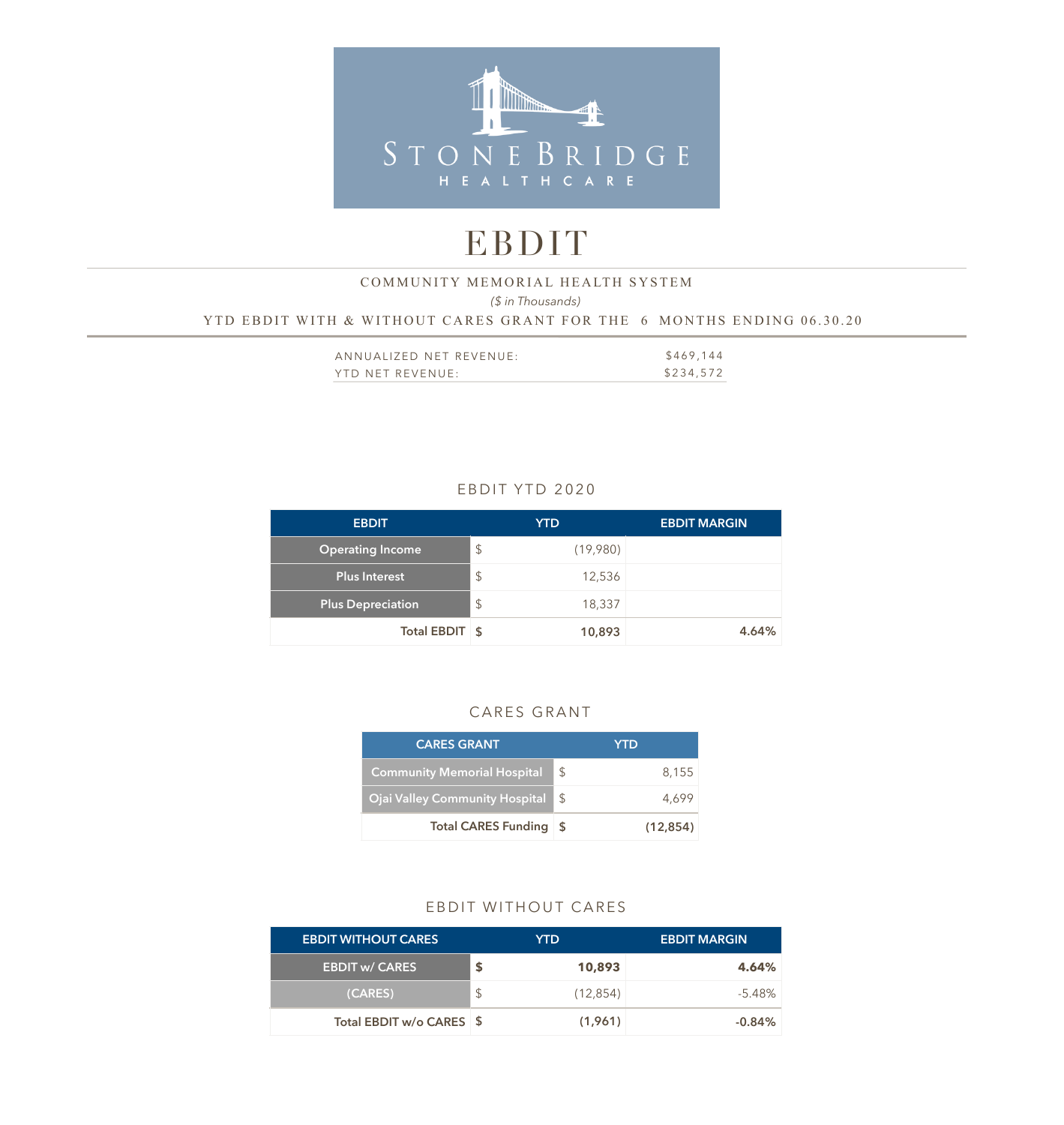STONEBRIDGE HEALTHCARE

# EBDIT

COMMUNITY MEMORIAL HEALTH SYSTEM

*($ in Thousands)*

YTD EBDIT WITH & WITHOUT CARES GRANT FOR THE 6 MONTHS ENDING 06.30.20

| | |
|---|---|
| ANNUALIZED NET REVENUE: | $469,144 |
| YTD NET REVENUE: | $234,572 |

## EBDIT YTD 2020

| EBDIT | | YTD | EBDIT MARGIN |
|---|---|---|---|
| Operating Income | $ | (19,980) | |
| Plus Interest | $ | 12,536 | |
| Plus Depreciation | $ | 18,337 | |
| **Total EBDIT** | **$** | **10,893** | **4.64%** |

## CARES GRANT

| CARES GRANT | | YTD |
|---|---|---|
| Community Memorial Hospital | $ | 8,155 |
| Ojai Valley Community Hospital | $ | 4,699 |
| **Total CARES Funding** | **$** | **(12,854)** |

## EBDIT WITHOUT CARES

| EBDIT WITHOUT CARES | | YTD | EBDIT MARGIN |
|---|---|---|---|
| EBDIT w/ CARES | **$** | **10,893** | **4.64%** |
| (CARES) | $ | (12,854) | -5.48% |
| **Total EBDIT w/o CARES** | **$** | **(1,961)** | **-0.84%** |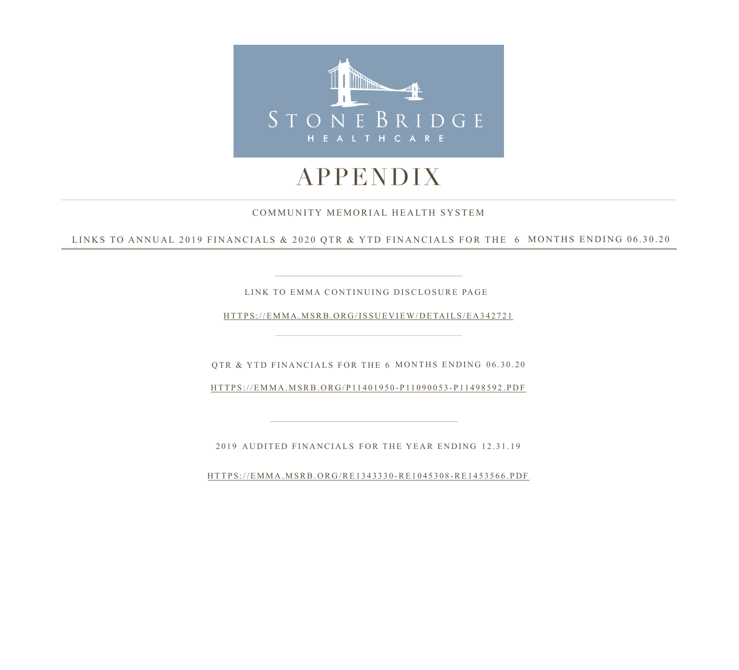STONEBRIDGE HEALTHCARE

# APPENDIX

COMMUNITY MEMORIAL HEALTH SYSTEM

LINKS TO ANNUAL 2019 FINANCIALS & 2020 QTR & YTD FINANCIALS FOR THE 6 MONTHS ENDING 06.30.20

---

LINK TO EMMA CONTINUING DISCLOSURE PAGE

HTTPS://EMMA.MSRB.ORG/ISSUEVIEW/DETAILS/EA342721

---

QTR & YTD FINANCIALS FOR THE 6 MONTHS ENDING 06.30.20

HTTPS://EMMA.MSRB.ORG/P11401950-P11090053-P11498592.PDF

---

2019 AUDITED FINANCIALS FOR THE YEAR ENDING 12.31.19

HTTPS://EMMA.MSRB.ORG/RE1343330-RE1045308-RE1453566.PDF